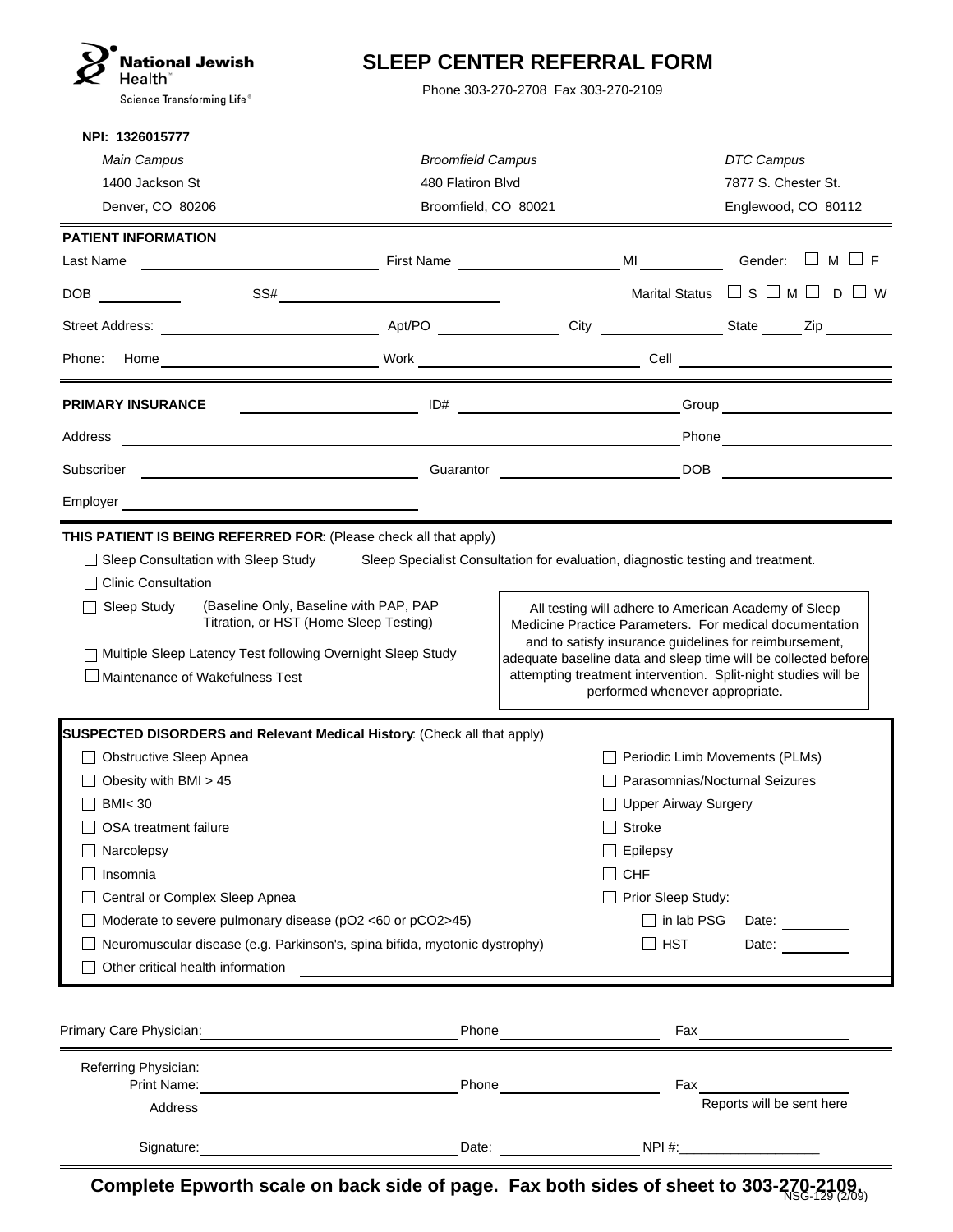National Jewish Health™
Science Transforming Life®

# SLEEP CENTER REFERRAL FORM

Phone 303-270-2708 Fax 303-270-2109

**NPI: 1326015777**

| *Main Campus* | *Broomfield Campus* | *DTC Campus* |
|---|---|---|
| 1400 Jackson St | 480 Flatiron Blvd | 7877 S. Chester St. |
| Denver, CO 80206 | Broomfield, CO 80021 | Englewood, CO 80112 |

**PATIENT INFORMATION**

Last Name ______________________ First Name ______________________ MI __________ Gender: ☐ M ☐ F

DOB __________ SS# ______________________ Marital Status ☐ S ☐ M ☐ D ☐ W

Street Address: ______________________ Apt/PO ______________ City ______________ State _____ Zip ________

Phone: Home ______________________ Work ______________________ Cell ______________________

**PRIMARY INSURANCE** ______________________ ID# ______________________ Group ______________________

Address ______________________________________________ Phone ______________________

Subscriber ______________________ Guarantor ______________________ DOB ______________________

Employer ______________________

**THIS PATIENT IS BEING REFERRED FOR**: (Please check all that apply)

☐ Sleep Consultation with Sleep Study Sleep Specialist Consultation for evaluation, diagnostic testing and treatment.

☐ Clinic Consultation

☐ Sleep Study (Baseline Only, Baseline with PAP, PAP Titration, or HST (Home Sleep Testing)

☐ Multiple Sleep Latency Test following Overnight Sleep Study

☐ Maintenance of Wakefulness Test

All testing will adhere to American Academy of Sleep Medicine Practice Parameters. For medical documentation and to satisfy insurance guidelines for reimbursement, adequate baseline data and sleep time will be collected before attempting treatment intervention. Split-night studies will be performed whenever appropriate.

**SUSPECTED DISORDERS and Relevant Medical History**: (Check all that apply)

- ☐ Obstructive Sleep Apnea
- ☐ Obesity with BMI > 45
- ☐ BMI< 30
- ☐ OSA treatment failure
- ☐ Narcolepsy
- ☐ Insomnia
- ☐ Central or Complex Sleep Apnea
- ☐ Moderate to severe pulmonary disease (pO2 <60 or pCO2>45)
- ☐ Neuromuscular disease (e.g. Parkinson's, spina bifida, myotonic dystrophy)
- ☐ Other critical health information ______________________
- ☐ Periodic Limb Movements (PLMs)
- ☐ Parasomnias/Nocturnal Seizures
- ☐ Upper Airway Surgery
- ☐ Stroke
- ☐ Epilepsy
- ☐ CHF
- ☐ Prior Sleep Study:
  - ☐ in lab PSG Date: ________
  - ☐ HST Date: ________

Primary Care Physician: ______________________ Phone ______________ Fax ______________

Referring Physician:
Print Name: ______________________ Phone ______________ Fax ______________
Address Reports will be sent here

Signature: ______________________ Date: ______________ NPI #:___________________

**Complete Epworth scale on back side of page. Fax both sides of sheet to 303-270-2109.**

NSG-129 (2/09)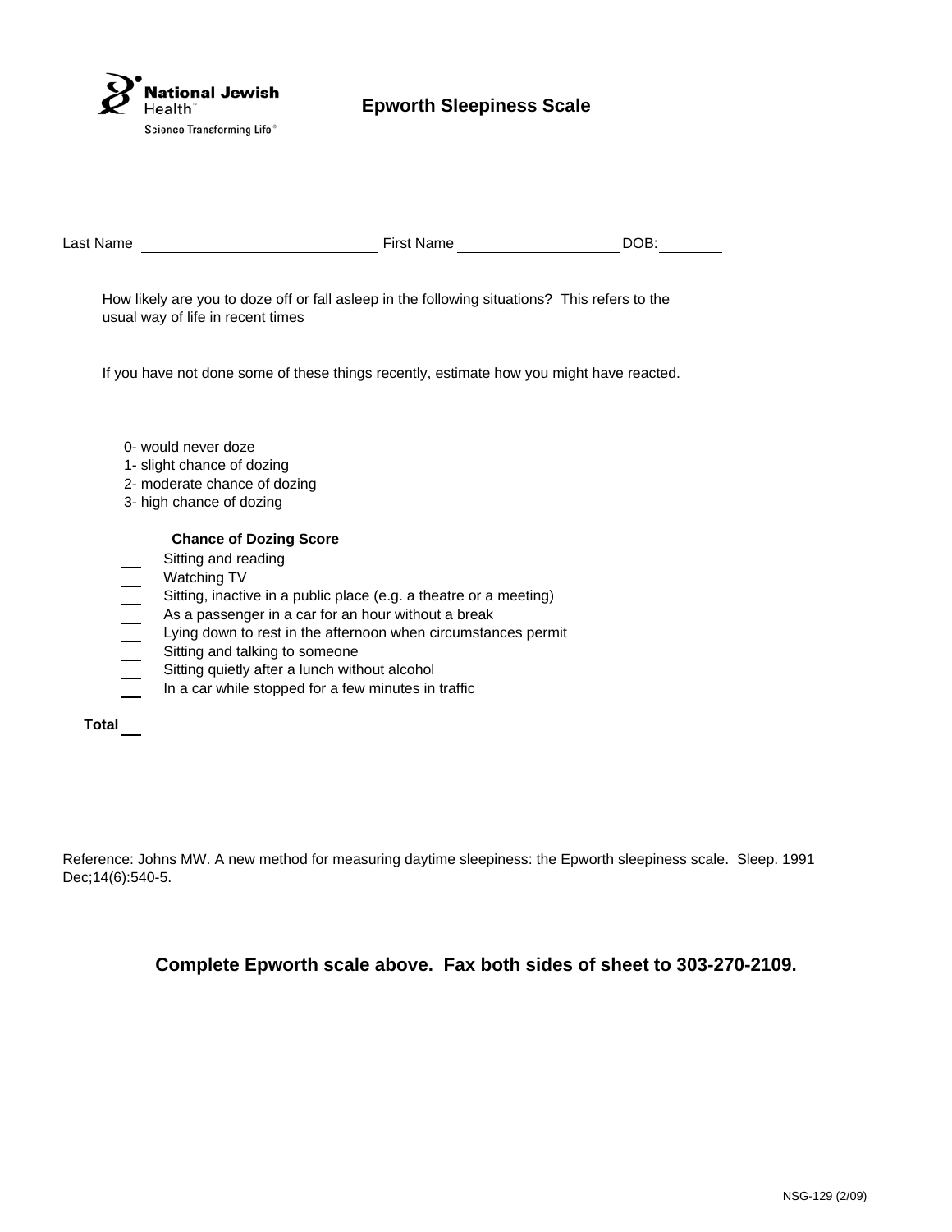National Jewish Health
Science Transforming Life®

# Epworth Sleepiness Scale

Last Name ______________________ First Name ________________ DOB: ________

How likely are you to doze off or fall asleep in the following situations? This refers to the usual way of life in recent times

If you have not done some of these things recently, estimate how you might have reacted.

0- would never doze
1- slight chance of dozing
2- moderate chance of dozing
3- high chance of dozing

**Chance of Dozing Score**

___ Sitting and reading
___ Watching TV
___ Sitting, inactive in a public place (e.g. a theatre or a meeting)
___ As a passenger in a car for an hour without a break
___ Lying down to rest in the afternoon when circumstances permit
___ Sitting and talking to someone
___ Sitting quietly after a lunch without alcohol
___ In a car while stopped for a few minutes in traffic

**Total** ___

Reference: Johns MW. A new method for measuring daytime sleepiness: the Epworth sleepiness scale. Sleep. 1991 Dec;14(6):540-5.

**Complete Epworth scale above. Fax both sides of sheet to 303-270-2109.**

NSG-129 (2/09)